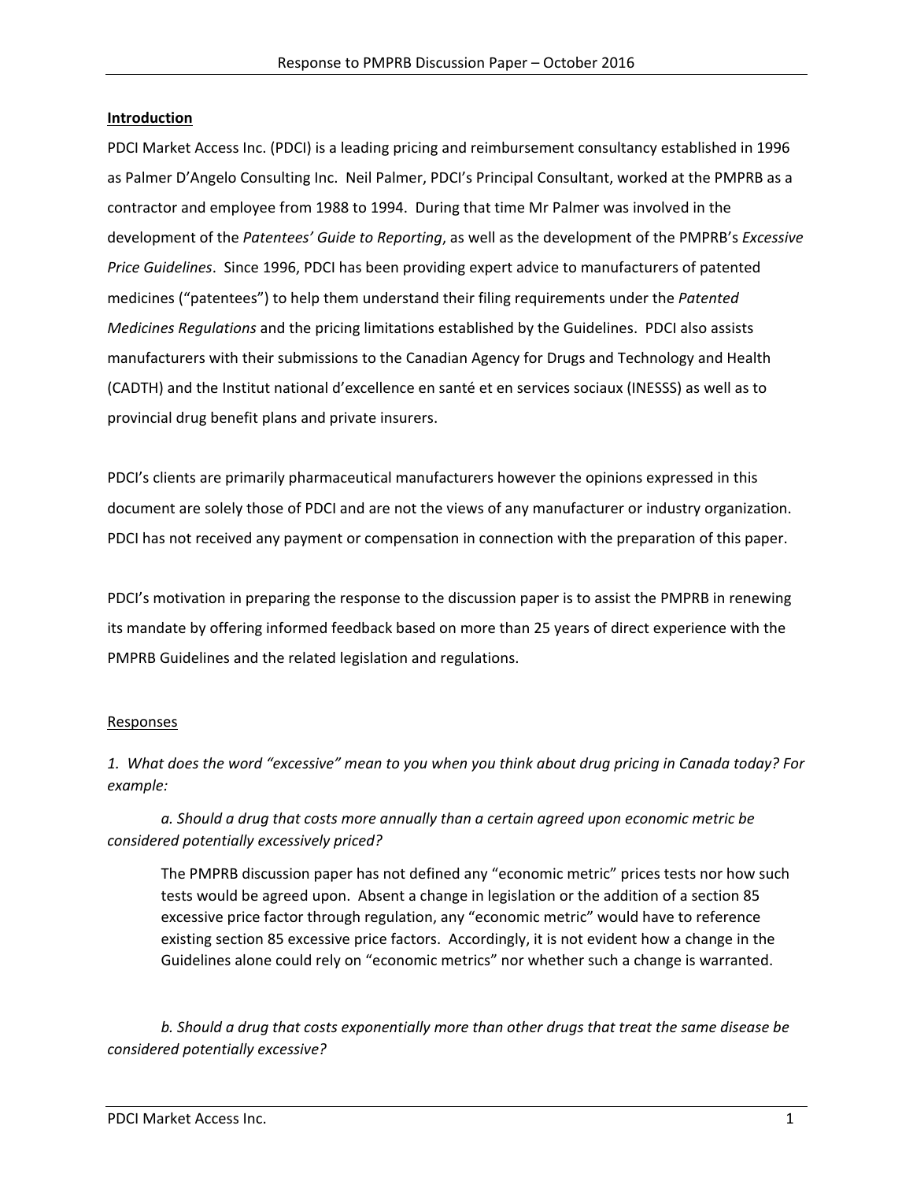**Introduction**

PDCI Market Access Inc. (PDCI) is a leading pricing and reimbursement consultancy established in 1996 as Palmer D'Angelo Consulting Inc. Neil Palmer, PDCI's Principal Consultant, worked at the PMPRB as a contractor and employee from 1988 to 1994. During that time Mr Palmer was involved in the development of the *Patentees' Guide to Reporting*, as well as the development of the PMPRB's *Excessive Price Guidelines*. Since 1996, PDCI has been providing expert advice to manufacturers of patented medicines ("patentees") to help them understand their filing requirements under the *Patented Medicines Regulations* and the pricing limitations established by the Guidelines. PDCI also assists manufacturers with their submissions to the Canadian Agency for Drugs and Technology and Health (CADTH) and the Institut national d'excellence en santé et en services sociaux (INESSS) as well as to provincial drug benefit plans and private insurers.

PDCI's clients are primarily pharmaceutical manufacturers however the opinions expressed in this document are solely those of PDCI and are not the views of any manufacturer or industry organization. PDCI has not received any payment or compensation in connection with the preparation of this paper.

PDCI's motivation in preparing the response to the discussion paper is to assist the PMPRB in renewing its mandate by offering informed feedback based on more than 25 years of direct experience with the PMPRB Guidelines and the related legislation and regulations.

Responses

*1. What does the word "excessive" mean to you when you think about drug pricing in Canada today? For example:*

*a. Should a drug that costs more annually than a certain agreed upon economic metric be considered potentially excessively priced?*

The PMPRB discussion paper has not defined any "economic metric" prices tests nor how such tests would be agreed upon. Absent a change in legislation or the addition of a section 85 excessive price factor through regulation, any "economic metric" would have to reference existing section 85 excessive price factors. Accordingly, it is not evident how a change in the Guidelines alone could rely on "economic metrics" nor whether such a change is warranted.

*b. Should a drug that costs exponentially more than other drugs that treat the same disease be considered potentially excessive?*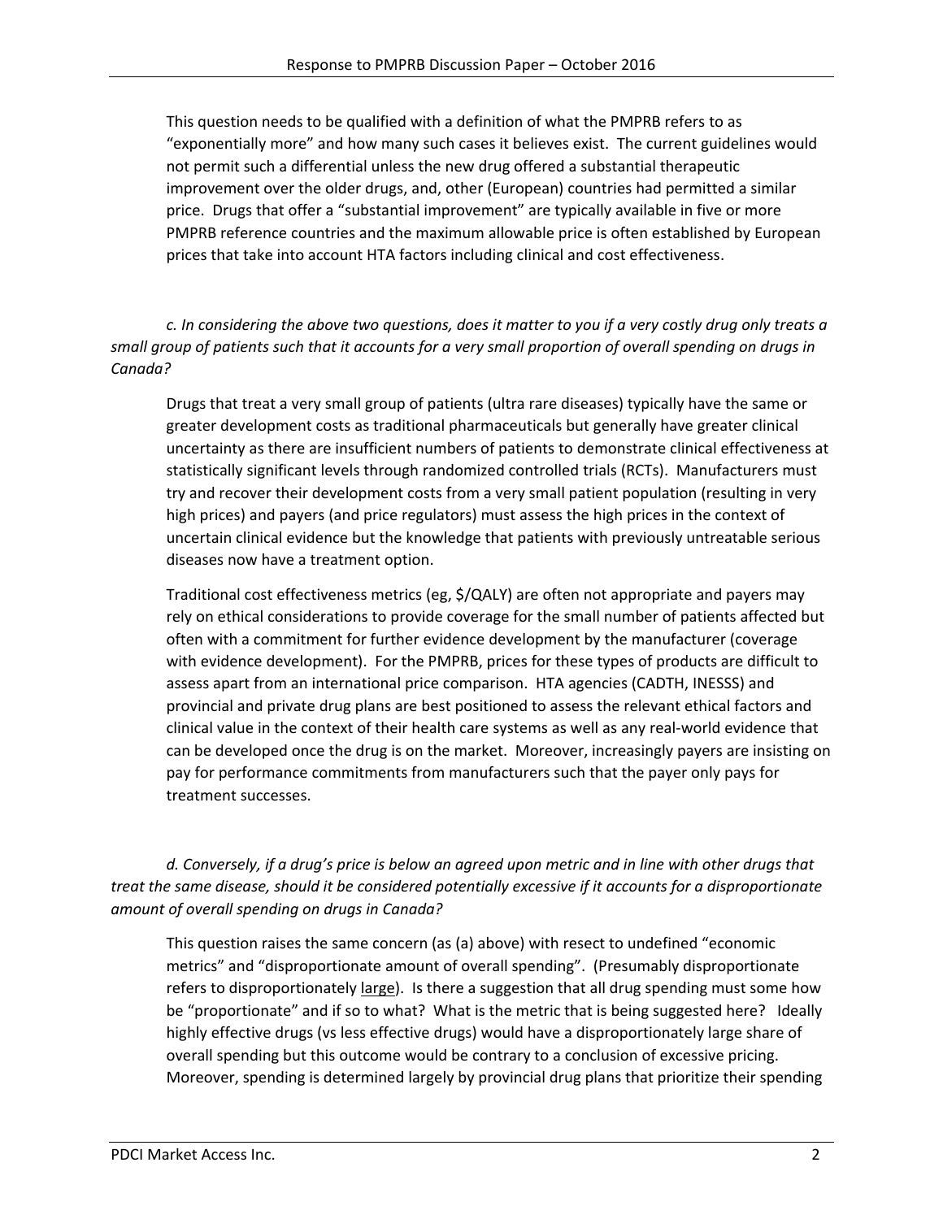This question needs to be qualified with a definition of what the PMPRB refers to as "exponentially more" and how many such cases it believes exist. The current guidelines would not permit such a differential unless the new drug offered a substantial therapeutic improvement over the older drugs, and, other (European) countries had permitted a similar price. Drugs that offer a "substantial improvement" are typically available in five or more PMPRB reference countries and the maximum allowable price is often established by European prices that take into account HTA factors including clinical and cost effectiveness.

*c. In considering the above two questions, does it matter to you if a very costly drug only treats a small group of patients such that it accounts for a very small proportion of overall spending on drugs in Canada?*

Drugs that treat a very small group of patients (ultra rare diseases) typically have the same or greater development costs as traditional pharmaceuticals but generally have greater clinical uncertainty as there are insufficient numbers of patients to demonstrate clinical effectiveness at statistically significant levels through randomized controlled trials (RCTs). Manufacturers must try and recover their development costs from a very small patient population (resulting in very high prices) and payers (and price regulators) must assess the high prices in the context of uncertain clinical evidence but the knowledge that patients with previously untreatable serious diseases now have a treatment option.

Traditional cost effectiveness metrics (eg, $/QALY) are often not appropriate and payers may rely on ethical considerations to provide coverage for the small number of patients affected but often with a commitment for further evidence development by the manufacturer (coverage with evidence development). For the PMPRB, prices for these types of products are difficult to assess apart from an international price comparison. HTA agencies (CADTH, INESSS) and provincial and private drug plans are best positioned to assess the relevant ethical factors and clinical value in the context of their health care systems as well as any real-world evidence that can be developed once the drug is on the market. Moreover, increasingly payers are insisting on pay for performance commitments from manufacturers such that the payer only pays for treatment successes.

*d. Conversely, if a drug's price is below an agreed upon metric and in line with other drugs that treat the same disease, should it be considered potentially excessive if it accounts for a disproportionate amount of overall spending on drugs in Canada?*

This question raises the same concern (as (a) above) with resect to undefined "economic metrics" and "disproportionate amount of overall spending". (Presumably disproportionate refers to disproportionately <u>large</u>). Is there a suggestion that all drug spending must some how be "proportionate" and if so to what? What is the metric that is being suggested here? Ideally highly effective drugs (vs less effective drugs) would have a disproportionately large share of overall spending but this outcome would be contrary to a conclusion of excessive pricing. Moreover, spending is determined largely by provincial drug plans that prioritize their spending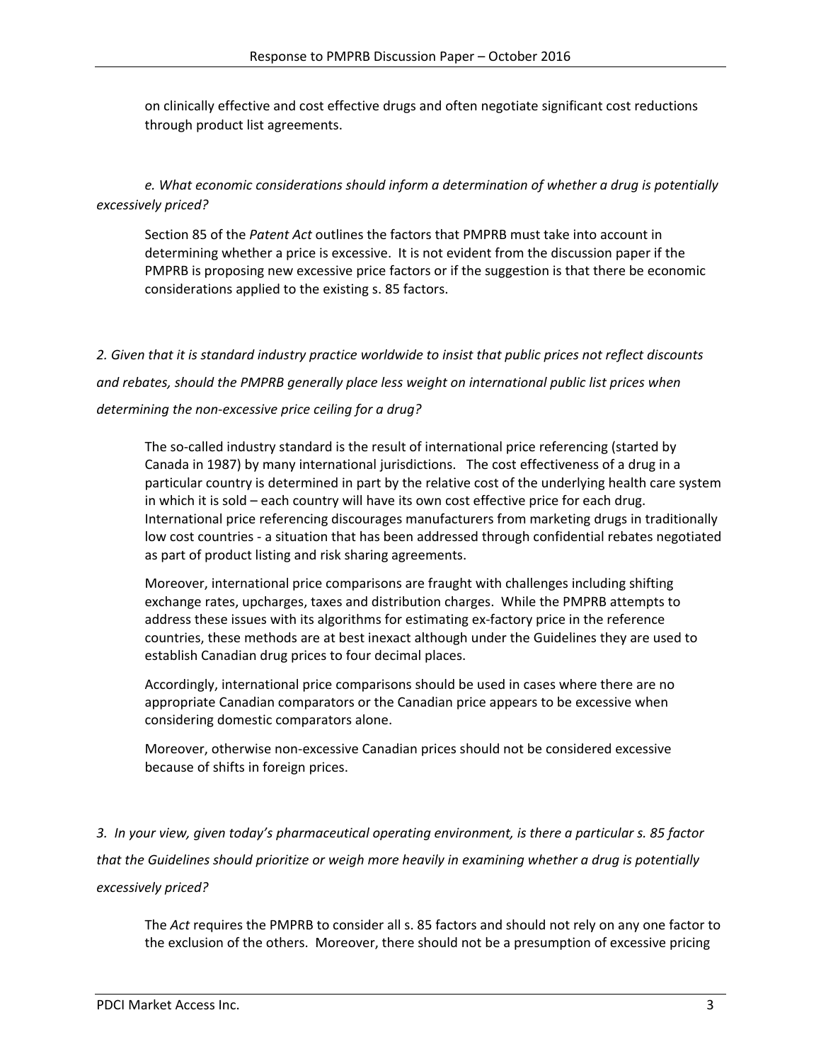on clinically effective and cost effective drugs and often negotiate significant cost reductions through product list agreements.

*e. What economic considerations should inform a determination of whether a drug is potentially excessively priced?*

Section 85 of the *Patent Act* outlines the factors that PMPRB must take into account in determining whether a price is excessive. It is not evident from the discussion paper if the PMPRB is proposing new excessive price factors or if the suggestion is that there be economic considerations applied to the existing s. 85 factors.

*2. Given that it is standard industry practice worldwide to insist that public prices not reflect discounts and rebates, should the PMPRB generally place less weight on international public list prices when determining the non-excessive price ceiling for a drug?*

The so-called industry standard is the result of international price referencing (started by Canada in 1987) by many international jurisdictions. The cost effectiveness of a drug in a particular country is determined in part by the relative cost of the underlying health care system in which it is sold – each country will have its own cost effective price for each drug. International price referencing discourages manufacturers from marketing drugs in traditionally low cost countries - a situation that has been addressed through confidential rebates negotiated as part of product listing and risk sharing agreements.

Moreover, international price comparisons are fraught with challenges including shifting exchange rates, upcharges, taxes and distribution charges. While the PMPRB attempts to address these issues with its algorithms for estimating ex-factory price in the reference countries, these methods are at best inexact although under the Guidelines they are used to establish Canadian drug prices to four decimal places.

Accordingly, international price comparisons should be used in cases where there are no appropriate Canadian comparators or the Canadian price appears to be excessive when considering domestic comparators alone.

Moreover, otherwise non-excessive Canadian prices should not be considered excessive because of shifts in foreign prices.

*3. In your view, given today's pharmaceutical operating environment, is there a particular s. 85 factor that the Guidelines should prioritize or weigh more heavily in examining whether a drug is potentially excessively priced?*

The *Act* requires the PMPRB to consider all s. 85 factors and should not rely on any one factor to the exclusion of the others. Moreover, there should not be a presumption of excessive pricing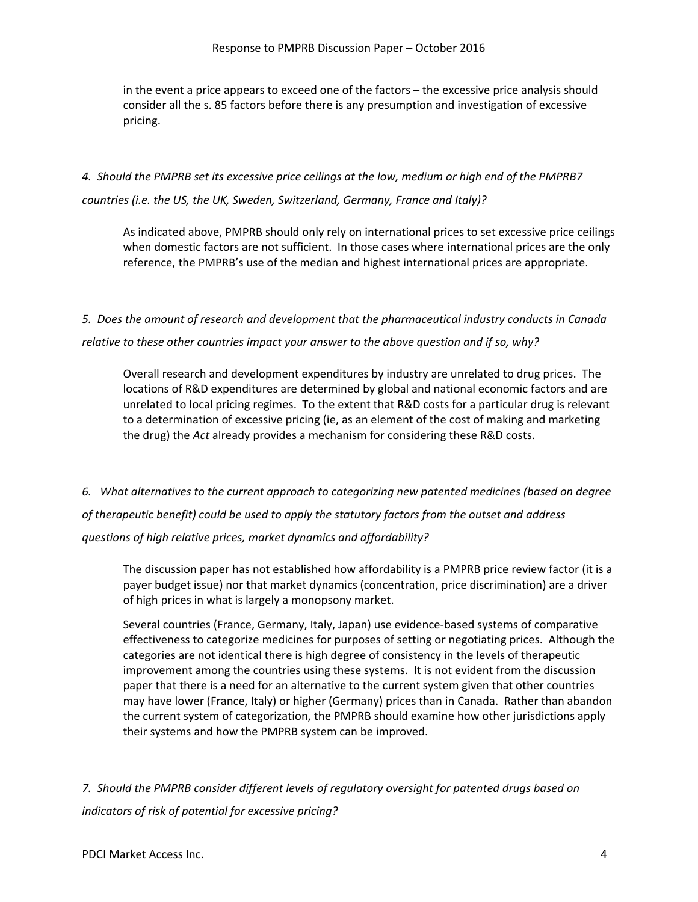in the event a price appears to exceed one of the factors – the excessive price analysis should consider all the s. 85 factors before there is any presumption and investigation of excessive pricing.

*4. Should the PMPRB set its excessive price ceilings at the low, medium or high end of the PMPRB7 countries (i.e. the US, the UK, Sweden, Switzerland, Germany, France and Italy)?*

As indicated above, PMPRB should only rely on international prices to set excessive price ceilings when domestic factors are not sufficient. In those cases where international prices are the only reference, the PMPRB's use of the median and highest international prices are appropriate.

*5. Does the amount of research and development that the pharmaceutical industry conducts in Canada relative to these other countries impact your answer to the above question and if so, why?*

Overall research and development expenditures by industry are unrelated to drug prices. The locations of R&D expenditures are determined by global and national economic factors and are unrelated to local pricing regimes. To the extent that R&D costs for a particular drug is relevant to a determination of excessive pricing (ie, as an element of the cost of making and marketing the drug) the *Act* already provides a mechanism for considering these R&D costs.

*6. What alternatives to the current approach to categorizing new patented medicines (based on degree of therapeutic benefit) could be used to apply the statutory factors from the outset and address questions of high relative prices, market dynamics and affordability?*

The discussion paper has not established how affordability is a PMPRB price review factor (it is a payer budget issue) nor that market dynamics (concentration, price discrimination) are a driver of high prices in what is largely a monopsony market.

Several countries (France, Germany, Italy, Japan) use evidence-based systems of comparative effectiveness to categorize medicines for purposes of setting or negotiating prices. Although the categories are not identical there is high degree of consistency in the levels of therapeutic improvement among the countries using these systems. It is not evident from the discussion paper that there is a need for an alternative to the current system given that other countries may have lower (France, Italy) or higher (Germany) prices than in Canada. Rather than abandon the current system of categorization, the PMPRB should examine how other jurisdictions apply their systems and how the PMPRB system can be improved.

*7. Should the PMPRB consider different levels of regulatory oversight for patented drugs based on indicators of risk of potential for excessive pricing?*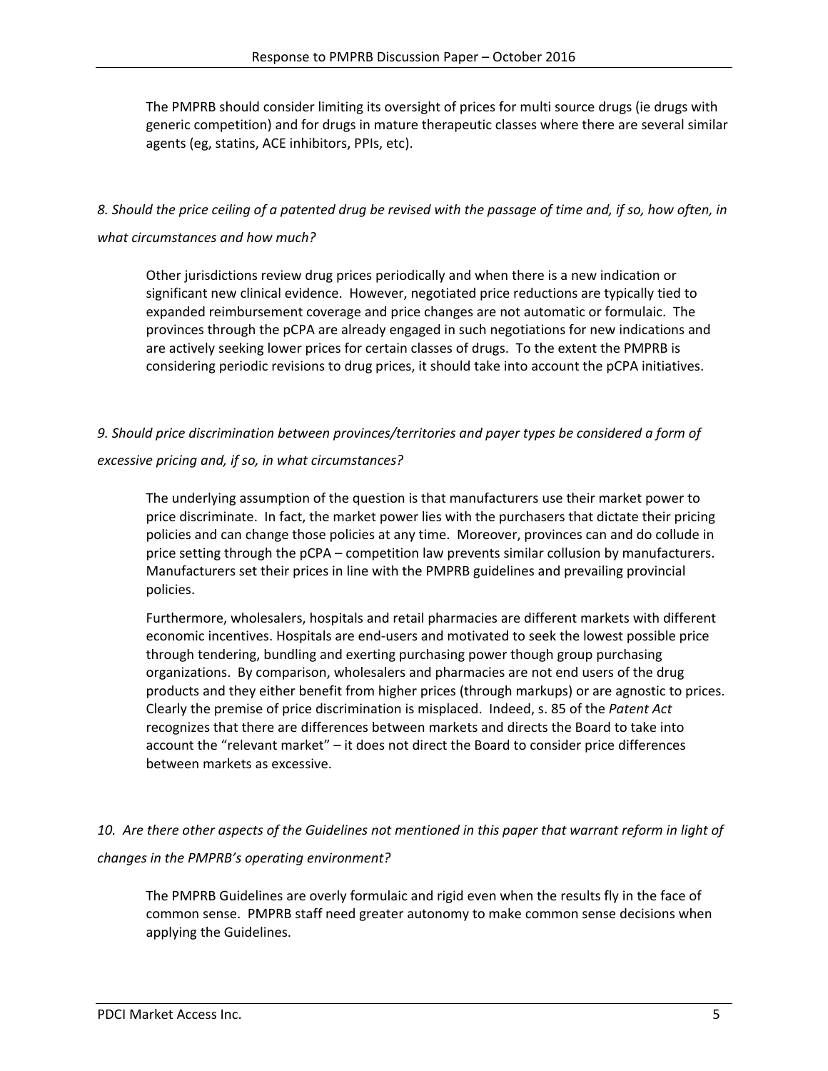The PMPRB should consider limiting its oversight of prices for multi source drugs (ie drugs with generic competition) and for drugs in mature therapeutic classes where there are several similar agents (eg, statins, ACE inhibitors, PPIs, etc).

*8. Should the price ceiling of a patented drug be revised with the passage of time and, if so, how often, in what circumstances and how much?*

Other jurisdictions review drug prices periodically and when there is a new indication or significant new clinical evidence. However, negotiated price reductions are typically tied to expanded reimbursement coverage and price changes are not automatic or formulaic. The provinces through the pCPA are already engaged in such negotiations for new indications and are actively seeking lower prices for certain classes of drugs. To the extent the PMPRB is considering periodic revisions to drug prices, it should take into account the pCPA initiatives.

*9. Should price discrimination between provinces/territories and payer types be considered a form of excessive pricing and, if so, in what circumstances?*

The underlying assumption of the question is that manufacturers use their market power to price discriminate. In fact, the market power lies with the purchasers that dictate their pricing policies and can change those policies at any time. Moreover, provinces can and do collude in price setting through the pCPA – competition law prevents similar collusion by manufacturers. Manufacturers set their prices in line with the PMPRB guidelines and prevailing provincial policies.

Furthermore, wholesalers, hospitals and retail pharmacies are different markets with different economic incentives. Hospitals are end-users and motivated to seek the lowest possible price through tendering, bundling and exerting purchasing power though group purchasing organizations. By comparison, wholesalers and pharmacies are not end users of the drug products and they either benefit from higher prices (through markups) or are agnostic to prices. Clearly the premise of price discrimination is misplaced. Indeed, s. 85 of the *Patent Act* recognizes that there are differences between markets and directs the Board to take into account the "relevant market" – it does not direct the Board to consider price differences between markets as excessive.

*10. Are there other aspects of the Guidelines not mentioned in this paper that warrant reform in light of changes in the PMPRB's operating environment?*

The PMPRB Guidelines are overly formulaic and rigid even when the results fly in the face of common sense. PMPRB staff need greater autonomy to make common sense decisions when applying the Guidelines.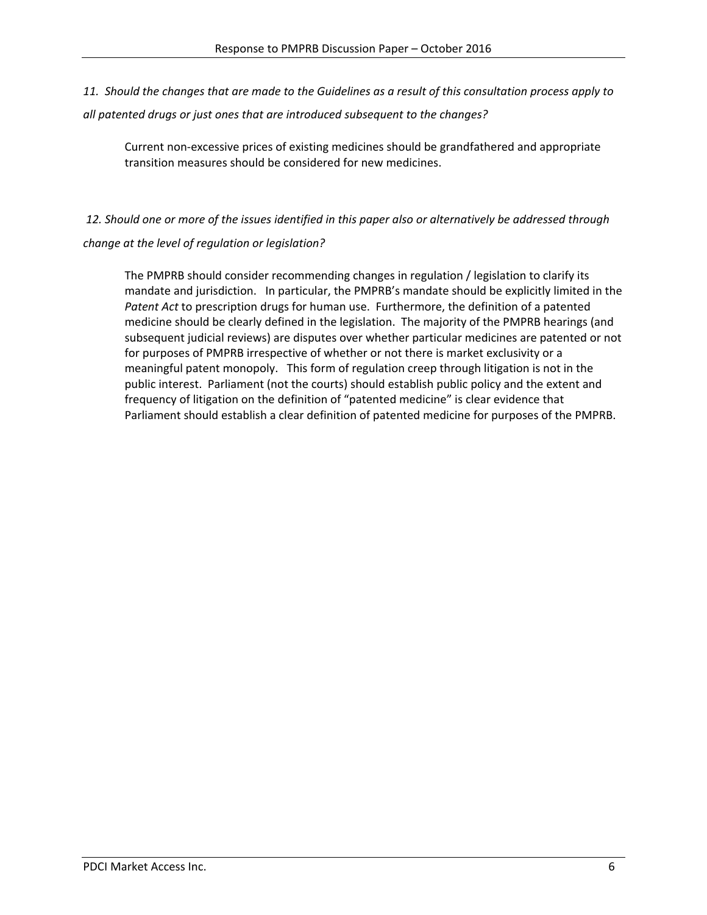*11. Should the changes that are made to the Guidelines as a result of this consultation process apply to all patented drugs or just ones that are introduced subsequent to the changes?*

Current non-excessive prices of existing medicines should be grandfathered and appropriate transition measures should be considered for new medicines.

*12. Should one or more of the issues identified in this paper also or alternatively be addressed through change at the level of regulation or legislation?*

The PMPRB should consider recommending changes in regulation / legislation to clarify its mandate and jurisdiction. In particular, the PMPRB's mandate should be explicitly limited in the *Patent Act* to prescription drugs for human use. Furthermore, the definition of a patented medicine should be clearly defined in the legislation. The majority of the PMPRB hearings (and subsequent judicial reviews) are disputes over whether particular medicines are patented or not for purposes of PMPRB irrespective of whether or not there is market exclusivity or a meaningful patent monopoly. This form of regulation creep through litigation is not in the public interest. Parliament (not the courts) should establish public policy and the extent and frequency of litigation on the definition of "patented medicine" is clear evidence that Parliament should establish a clear definition of patented medicine for purposes of the PMPRB.